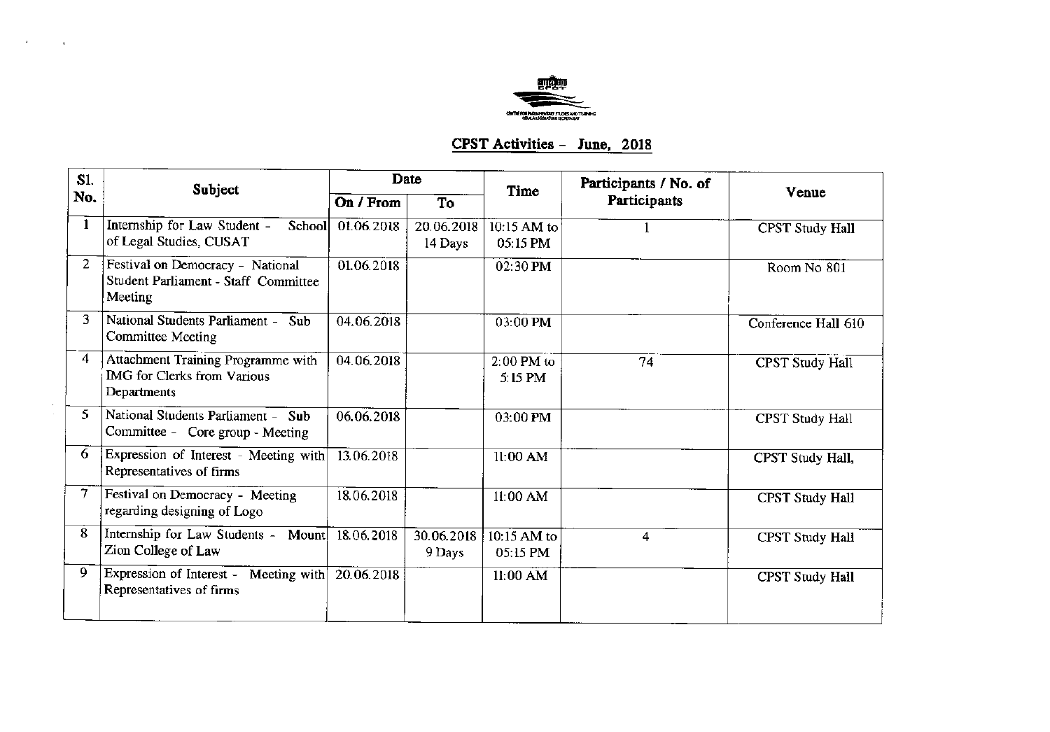## CPST Activities - June, 2018

| Sl. No. | Subject | Date | | Time | Participants / No. of Participants | Venue |
|---|---|---|---|---|---|---|
| | | On / From | To | | | |
| 1 | Internship for Law Student - School of Legal Studies, CUSAT | 01.06.2018 | 20.06.2018 14 Days | 10:15 AM to 05:15 PM | 1 | CPST Study Hall |
| 2 | Festival on Democracy - National Student Parliament - Staff Committee Meeting | 01.06.2018 | | 02:30 PM | | Room No 801 |
| 3 | National Students Parliament - Sub Committee Meeting | 04.06.2018 | | 03:00 PM | | Conference Hall 610 |
| 4 | Attachment Training Programme with IMG for Clerks from Various Departments | 04.06.2018 | | 2:00 PM to 5:15 PM | 74 | CPST Study Hall |
| 5 | National Students Parliament - Sub Committee - Core group - Meeting | 06.06.2018 | | 03:00 PM | | CPST Study Hall |
| 6 | Expression of Interest - Meeting with Representatives of firms | 13.06.2018 | | 11:00 AM | | CPST Study Hall, |
| 7 | Festival on Democracy - Meeting regarding designing of Logo | 18.06.2018 | | 11:00 AM | | CPST Study Hall |
| 8 | Internship for Law Students - Mount Zion College of Law | 18.06.2018 | 30.06.2018 9 Days | 10:15 AM to 05:15 PM | 4 | CPST Study Hall |
| 9 | Expression of Interest - Meeting with Representatives of firms | 20.06.2018 | | 11:00 AM | | CPST Study Hall |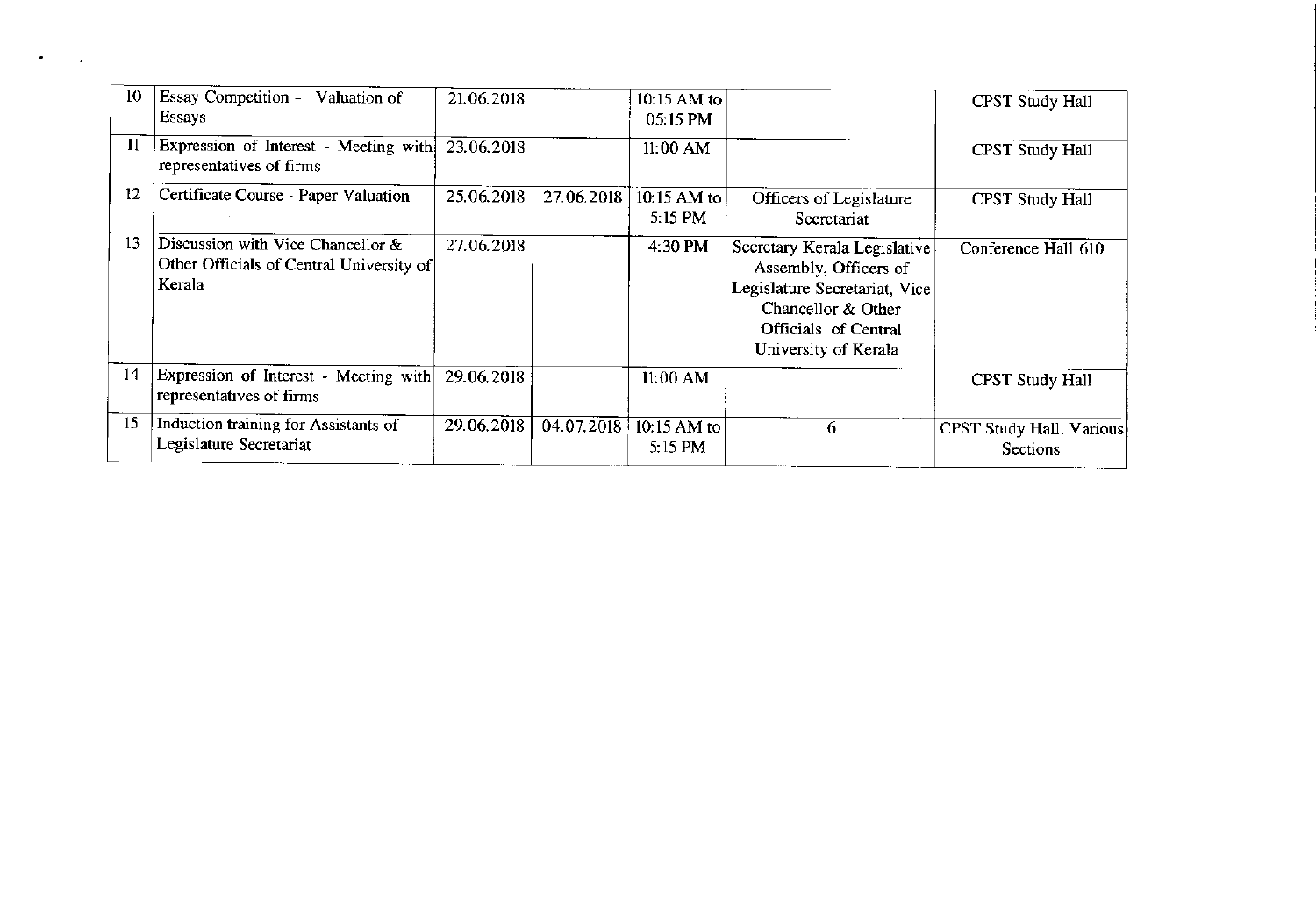| | | | | | | |
|---|---|---|---|---|---|---|
| 10 | Essay Competition - Valuation of Essays | 21.06.2018 | | 10:15 AM to 05:15 PM | | CPST Study Hall |
| 11 | Expression of Interest - Meeting with representatives of firms | 23.06.2018 | | 11:00 AM | | CPST Study Hall |
| 12 | Certificate Course - Paper Valuation | 25.06.2018 | 27.06.2018 | 10:15 AM to 5:15 PM | Officers of Legislature Secretariat | CPST Study Hall |
| 13 | Discussion with Vice Chancellor & Other Officials of Central University of Kerala | 27.06.2018 | | 4:30 PM | Secretary Kerala Legislative Assembly, Officers of Legislature Secretariat, Vice Chancellor & Other Officials of Central University of Kerala | Conference Hall 610 |
| 14 | Expression of Interest - Meeting with representatives of firms | 29.06.2018 | | 11:00 AM | | CPST Study Hall |
| 15 | Induction training for Assistants of Legislature Secretariat | 29.06.2018 | 04.07.2018 | 10:15 AM to 5:15 PM | 6 | CPST Study Hall, Various Sections |